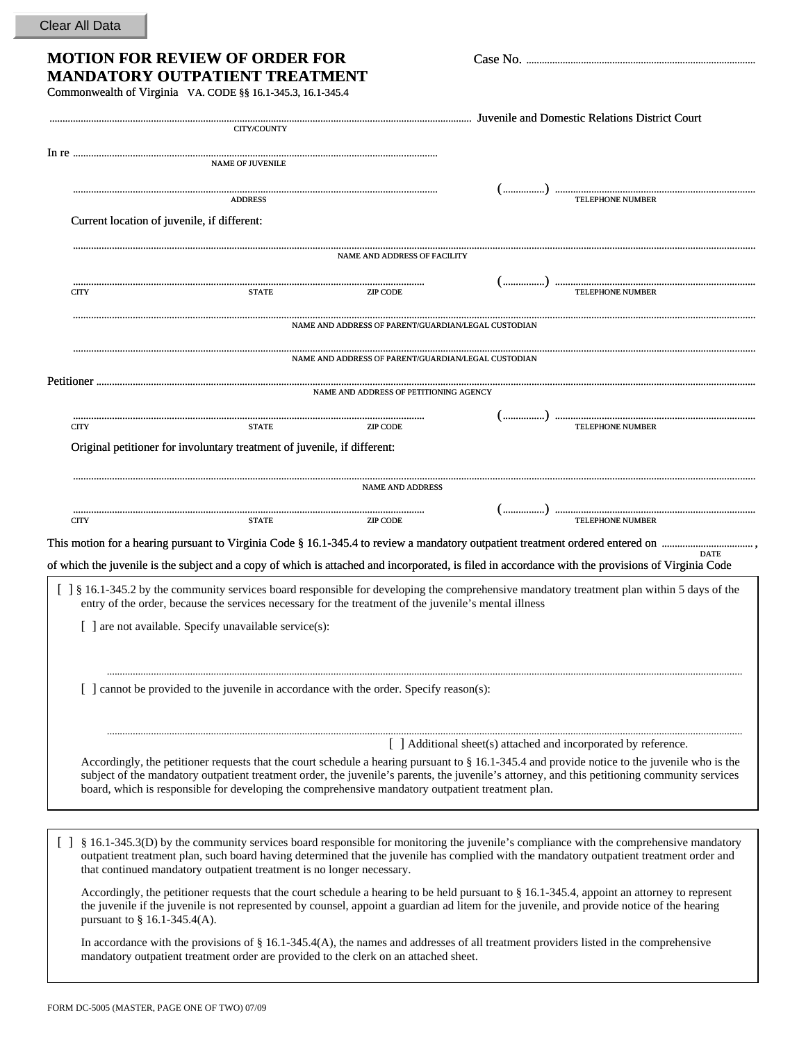Clear All Data

# MOTION FOR REVIEW OF ORDER FOR MANDATORY OUTPATIENT TREATMENT

Case No. ..........................................................................................

Commonwealth of Virginia VA. CODE §§ 16.1-345.3, 16.1-345.4

.............................................................................................................. Juvenile and Domestic Relations District Court
CITY/COUNTY

In re ..............................................................................................................
NAME OF JUVENILE

.............................................................................................................. (...............) ..........................................................
ADDRESS TELEPHONE NUMBER

Current location of juvenile, if different:

..............................................................................................................................................................................
NAME AND ADDRESS OF FACILITY

.............................................................................................................. (...............) ..........................................................
CITY STATE ZIP CODE TELEPHONE NUMBER

..............................................................................................................................................................................
NAME AND ADDRESS OF PARENT/GUARDIAN/LEGAL CUSTODIAN

..............................................................................................................................................................................
NAME AND ADDRESS OF PARENT/GUARDIAN/LEGAL CUSTODIAN

Petitioner ..............................................................................................................................................................................
NAME AND ADDRESS OF PETITIONING AGENCY

.............................................................................................................. (...............) ..........................................................
CITY STATE ZIP CODE TELEPHONE NUMBER

Original petitioner for involuntary treatment of juvenile, if different:

..............................................................................................................................................................................
NAME AND ADDRESS

.............................................................................................................. (...............) ..........................................................
CITY STATE ZIP CODE TELEPHONE NUMBER

This motion for a hearing pursuant to Virginia Code § 16.1-345.4 to review a mandatory outpatient treatment ordered entered on .................................. ,
DATE
of which the juvenile is the subject and a copy of which is attached and incorporated, is filed in accordance with the provisions of Virginia Code

[ ] § 16.1-345.2 by the community services board responsible for developing the comprehensive mandatory treatment plan within 5 days of the entry of the order, because the services necessary for the treatment of the juvenile's mental illness

[ ] are not available. Specify unavailable service(s):

..............................................................................................................................................................................

[ ] cannot be provided to the juvenile in accordance with the order. Specify reason(s):

..............................................................................................................................................................................

[ ] Additional sheet(s) attached and incorporated by reference.

Accordingly, the petitioner requests that the court schedule a hearing pursuant to § 16.1-345.4 and provide notice to the juvenile who is the subject of the mandatory outpatient treatment order, the juvenile's parents, the juvenile's attorney, and this petitioning community services board, which is responsible for developing the comprehensive mandatory outpatient treatment plan.

[ ] § 16.1-345.3(D) by the community services board responsible for monitoring the juvenile's compliance with the comprehensive mandatory outpatient treatment plan, such board having determined that the juvenile has complied with the mandatory outpatient treatment order and that continued mandatory outpatient treatment is no longer necessary.

Accordingly, the petitioner requests that the court schedule a hearing to be held pursuant to § 16.1-345.4, appoint an attorney to represent the juvenile if the juvenile is not represented by counsel, appoint a guardian ad litem for the juvenile, and provide notice of the hearing pursuant to § 16.1-345.4(A).

In accordance with the provisions of § 16.1-345.4(A), the names and addresses of all treatment providers listed in the comprehensive mandatory outpatient treatment order are provided to the clerk on an attached sheet.

FORM DC-5005 (MASTER, PAGE ONE OF TWO) 07/09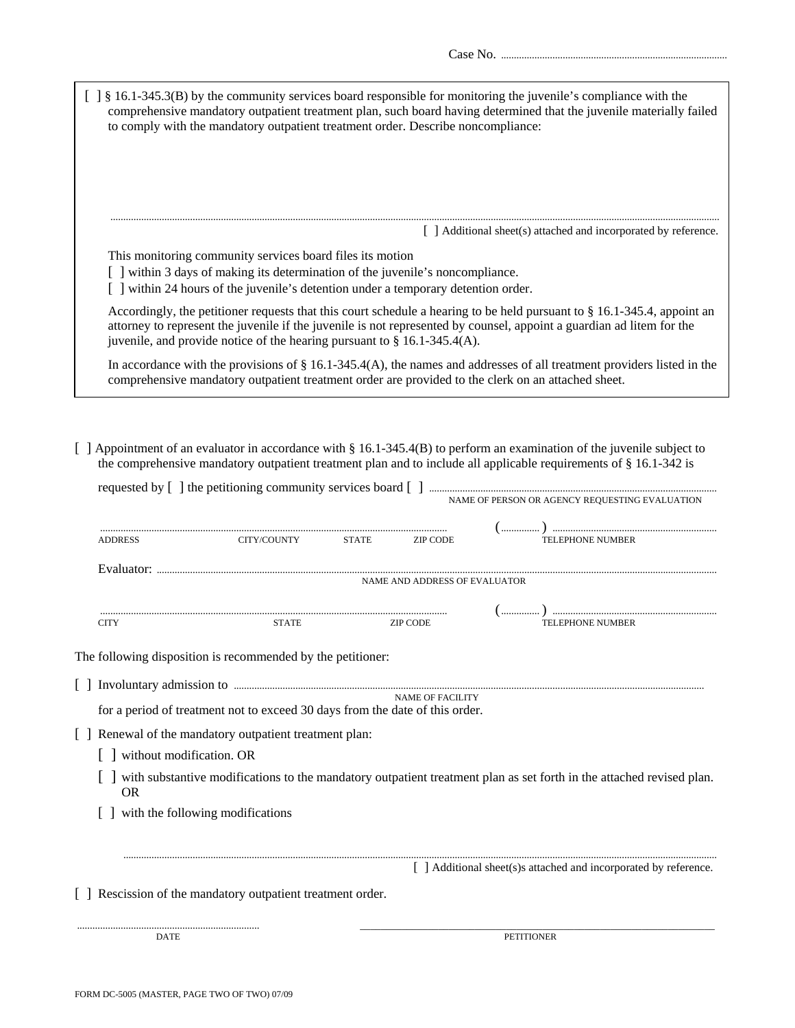Case No. ..........................................................................................

[ ] § 16.1-345.3(B) by the community services board responsible for monitoring the juvenile's compliance with the comprehensive mandatory outpatient treatment plan, such board having determined that the juvenile materially failed to comply with the mandatory outpatient treatment order. Describe noncompliance:

..........................................................................................................................................................................................

[ ] Additional sheet(s) attached and incorporated by reference.

This monitoring community services board files its motion

[ ] within 3 days of making its determination of the juvenile's noncompliance.

[ ] within 24 hours of the juvenile's detention under a temporary detention order.

Accordingly, the petitioner requests that this court schedule a hearing to be held pursuant to § 16.1-345.4, appoint an attorney to represent the juvenile if the juvenile is not represented by counsel, appoint a guardian ad litem for the juvenile, and provide notice of the hearing pursuant to § 16.1-345.4(A).

In accordance with the provisions of § 16.1-345.4(A), the names and addresses of all treatment providers listed in the comprehensive mandatory outpatient treatment order are provided to the clerk on an attached sheet.

[ ] Appointment of an evaluator in accordance with § 16.1-345.4(B) to perform an examination of the juvenile subject to the comprehensive mandatory outpatient treatment plan and to include all applicable requirements of § 16.1-342 is requested by [ ] the petitioning community services board [ ] ..........................................................
NAME OF PERSON OR AGENCY REQUESTING EVALUATION

.......................................................................................... (..............) ..........................................
ADDRESS CITY/COUNTY STATE ZIP CODE TELEPHONE NUMBER

Evaluator: ..........................................................................................................................................
NAME AND ADDRESS OF EVALUATOR

.......................................................................................... (..............) ..........................................
CITY STATE ZIP CODE TELEPHONE NUMBER

The following disposition is recommended by the petitioner:

[ ] Involuntary admission to ..........................................................................................
NAME OF FACILITY
for a period of treatment not to exceed 30 days from the date of this order.

[ ] Renewal of the mandatory outpatient treatment plan:

[ ] without modification. OR

[ ] with substantive modifications to the mandatory outpatient treatment plan as set forth in the attached revised plan. OR

[ ] with the following modifications

..........................................................................................................................................................................................

[ ] Additional sheet(s)s attached and incorporated by reference.

[ ] Rescission of the mandatory outpatient treatment order.

.......................................................... ______________________________________________
DATE PETITIONER

FORM DC-5005 (MASTER, PAGE TWO OF TWO) 07/09